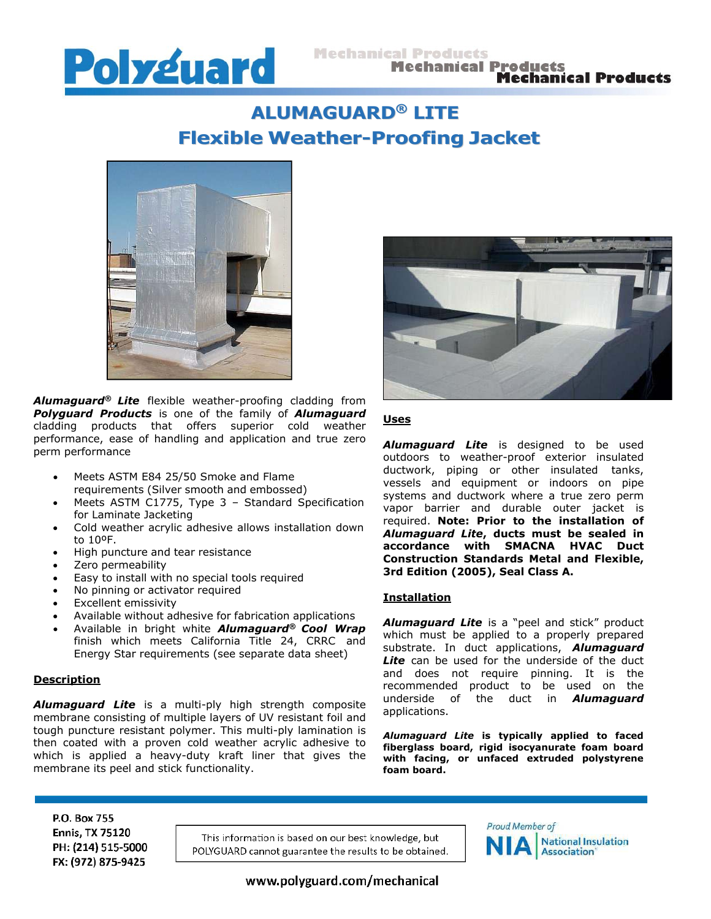# ALUMAGUARD® LITE

## Flexible Weather-Proofing Jacket

***Alumaguard® Lite*** flexible weather-proofing cladding from ***Polyguard Products*** is one of the family of ***Alumaguard*** cladding products that offers superior cold weather performance, ease of handling and application and true zero perm performance

- Meets ASTM E84 25/50 Smoke and Flame requirements (Silver smooth and embossed)
- Meets ASTM C1775, Type 3 – Standard Specification for Laminate Jacketing
- Cold weather acrylic adhesive allows installation down to 10ºF.
- High puncture and tear resistance
- Zero permeability
- Easy to install with no special tools required
- No pinning or activator required
- Excellent emissivity
- Available without adhesive for fabrication applications
- Available in bright white ***Alumaguard® Cool Wrap*** finish which meets California Title 24, CRRC and Energy Star requirements (see separate data sheet)

### Description

***Alumaguard Lite*** is a multi-ply high strength composite membrane consisting of multiple layers of UV resistant foil and tough puncture resistant polymer. This multi-ply lamination is then coated with a proven cold weather acrylic adhesive to which is applied a heavy-duty kraft liner that gives the membrane its peel and stick functionality.

### Uses

***Alumaguard Lite*** is designed to be used outdoors to weather-proof exterior insulated ductwork, piping or other insulated tanks, vessels and equipment or indoors on pipe systems and ductwork where a true zero perm vapor barrier and durable outer jacket is required. **Note: Prior to the installation of *Alumaguard Lite*, ducts must be sealed in accordance with SMACNA HVAC Duct Construction Standards Metal and Flexible, 3rd Edition (2005), Seal Class A.**

### Installation

***Alumaguard Lite*** is a "peel and stick" product which must be applied to a properly prepared substrate. In duct applications, ***Alumaguard Lite*** can be used for the underside of the duct and does not require pinning. It is the recommended product to be used on the underside of the duct in ***Alumaguard*** applications.

***Alumaguard Lite* is typically applied to faced fiberglass board, rigid isocyanurate foam board with facing, or unfaced extruded polystyrene foam board.**

P.O. Box 755
Ennis, TX 75120
PH: (214) 515-5000
FX: (972) 875-9425

This information is based on our best knowledge, but POLYGUARD cannot guarantee the results to be obtained.

Proud Member of NIA National Insulation Association

www.polyguard.com/mechanical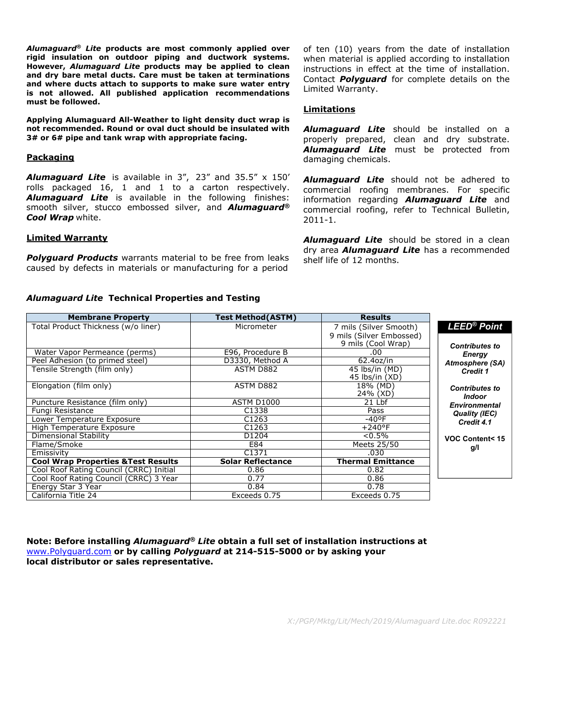***Alumaguard® Lite* products are most commonly applied over rigid insulation on outdoor piping and ductwork systems. However, *Alumaguard Lite* products may be applied to clean and dry bare metal ducts. Care must be taken at terminations and where ducts attach to supports to make sure water entry is not allowed. All published application recommendations must be followed.**

**Applying Alumaguard All-Weather to light density duct wrap is not recommended. Round or oval duct should be insulated with 3# or 6# pipe and tank wrap with appropriate facing.**

## Packaging

***Alumaguard Lite*** is available in 3", 23" and 35.5" x 150' rolls packaged 16, 1 and 1 to a carton respectively. ***Alumaguard Lite*** is available in the following finishes: smooth silver, stucco embossed silver, and ***Alumaguard® Cool Wrap*** white.

## Limited Warranty

***Polyguard Products*** warrants material to be free from leaks caused by defects in materials or manufacturing for a period of ten (10) years from the date of installation when material is applied according to installation instructions in effect at the time of installation. Contact ***Polyguard*** for complete details on the Limited Warranty.

## Limitations

***Alumaguard Lite*** should be installed on a properly prepared, clean and dry substrate. ***Alumaguard Lite*** must be protected from damaging chemicals.

***Alumaguard Lite*** should not be adhered to commercial roofing membranes. For specific information regarding ***Alumaguard Lite*** and commercial roofing, refer to Technical Bulletin, 2011-1.

***Alumaguard Lite*** should be stored in a clean dry area ***Alumaguard Lite*** has a recommended shelf life of 12 months.

## *Alumaguard Lite* Technical Properties and Testing

| Membrane Property | Test Method(ASTM) | Results |
|---|---|---|
| Total Product Thickness (w/o liner) | Micrometer | 7 mils (Silver Smooth)<br>9 mils (Silver Embossed)<br>9 mils (Cool Wrap) |
| Water Vapor Permeance (perms) | E96, Procedure B | .00 |
| Peel Adhesion (to primed steel) | D3330, Method A | 62.4oz/in |
| Tensile Strength (film only) | ASTM D882 | 45 lbs/in (MD)<br>45 lbs/in (XD) |
| Elongation (film only) | ASTM D882 | 18% (MD)<br>24% (XD) |
| Puncture Resistance (film only) | ASTM D1000 | 21 Lbf |
| Fungi Resistance | C1338 | Pass |
| Lower Temperature Exposure | C1263 | -40ºF |
| High Temperature Exposure | C1263 | +240ºF |
| Dimensional Stability | D1204 | <0.5% |
| Flame/Smoke | E84 | Meets 25/50 |
| Emissivity | C1371 | .030 |
| **Cool Wrap Properties &Test Results** | **Solar Reflectance** | **Thermal Emittance** |
| Cool Roof Rating Council (CRRC) Initial | 0.86 | 0.82 |
| Cool Roof Rating Council (CRRC) 3 Year | 0.77 | 0.86 |
| Energy Star 3 Year | 0.84 | 0.78 |
| California Title 24 | Exceeds 0.75 | Exceeds 0.75 |

***LEED® Point***

***Contributes to Energy Atmosphere (SA) Credit 1***

***Contributes to Indoor Environmental Quality (IEC) Credit 4.1***

**VOC Content< 15 g/l**

**Note: Before installing *Alumaguard® Lite* obtain a full set of installation instructions at** [www.Polyguard.com](http://www.Polyguard.com) **or by calling *Polyguard* at 214-515-5000 or by asking your local distributor or sales representative.**

*X:/PGP/Mktg/Lit/Mech/2019/Alumaguard Lite.doc R092221*